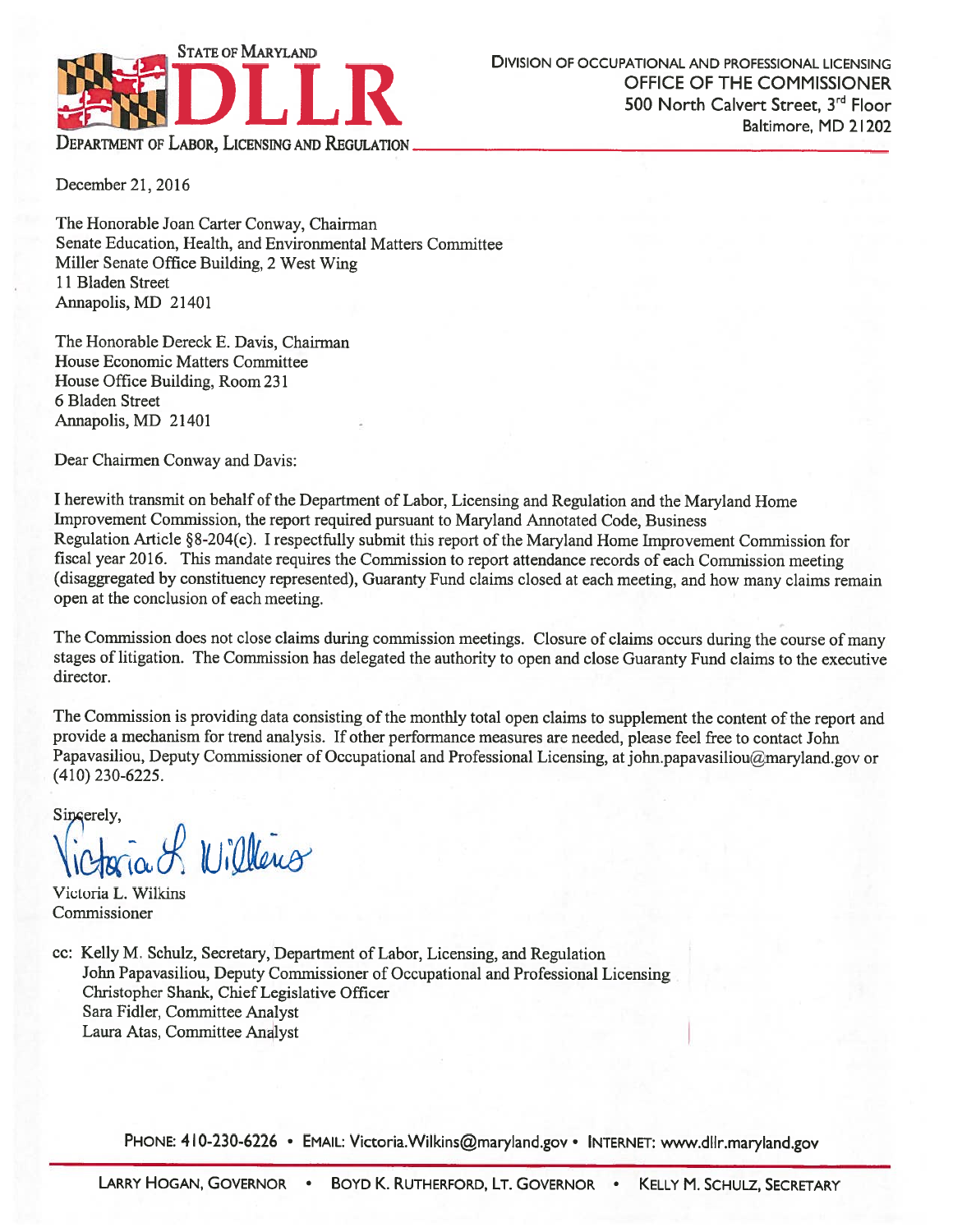STATE OF MARYLAND
**DLLR**
DEPARTMENT OF LABOR, LICENSING AND REGULATION

DIVISION OF OCCUPATIONAL AND PROFESSIONAL LICENSING
**OFFICE OF THE COMMISSIONER**
500 North Calvert Street, 3rd Floor
Baltimore, MD 21202

December 21, 2016

The Honorable Joan Carter Conway, Chairman
Senate Education, Health, and Environmental Matters Committee
Miller Senate Office Building, 2 West Wing
11 Bladen Street
Annapolis, MD 21401

The Honorable Dereck E. Davis, Chairman
House Economic Matters Committee
House Office Building, Room 231
6 Bladen Street
Annapolis, MD 21401

Dear Chairmen Conway and Davis:

I herewith transmit on behalf of the Department of Labor, Licensing and Regulation and the Maryland Home Improvement Commission, the report required pursuant to Maryland Annotated Code, Business Regulation Article §8-204(c). I respectfully submit this report of the Maryland Home Improvement Commission for fiscal year 2016. This mandate requires the Commission to report attendance records of each Commission meeting (disaggregated by constituency represented), Guaranty Fund claims closed at each meeting, and how many claims remain open at the conclusion of each meeting.

The Commission does not close claims during commission meetings. Closure of claims occurs during the course of many stages of litigation. The Commission has delegated the authority to open and close Guaranty Fund claims to the executive director.

The Commission is providing data consisting of the monthly total open claims to supplement the content of the report and provide a mechanism for trend analysis. If other performance measures are needed, please feel free to contact John Papavasiliou, Deputy Commissioner of Occupational and Professional Licensing, at john.papavasiliou@maryland.gov or (410) 230-6225.

Sincerely,

Victoria L. Wilkins
Commissioner

cc: Kelly M. Schulz, Secretary, Department of Labor, Licensing, and Regulation
John Papavasiliou, Deputy Commissioner of Occupational and Professional Licensing
Christopher Shank, Chief Legislative Officer
Sara Fidler, Committee Analyst
Laura Atas, Committee Analyst

PHONE: 410-230-6226 • EMAIL: Victoria.Wilkins@maryland.gov • INTERNET: www.dllr.maryland.gov

LARRY HOGAN, GOVERNOR • BOYD K. RUTHERFORD, LT. GOVERNOR • KELLY M. SCHULZ, SECRETARY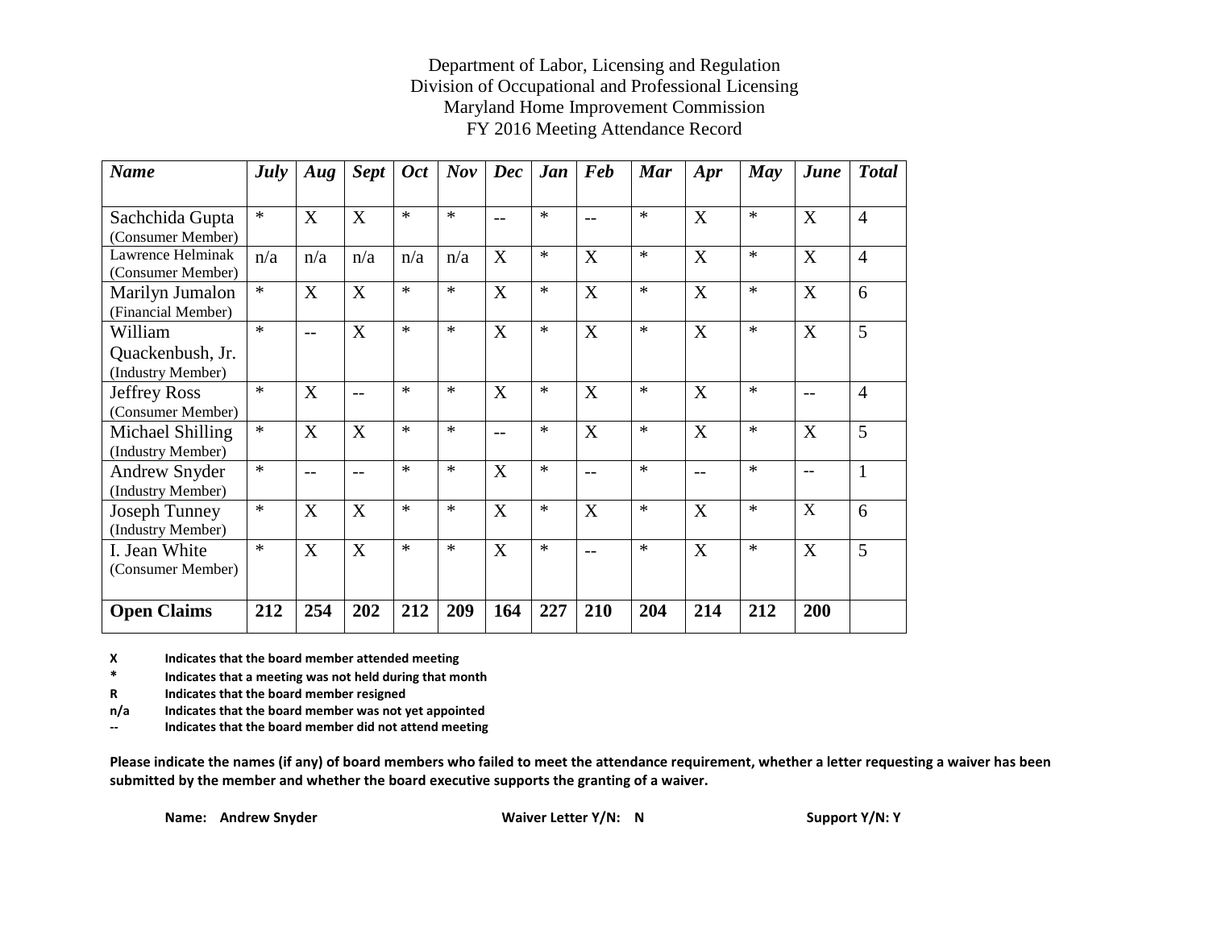Department of Labor, Licensing and Regulation
Division of Occupational and Professional Licensing
Maryland Home Improvement Commission
FY 2016 Meeting Attendance Record

| ***Name*** | ***July*** | ***Aug*** | ***Sept*** | ***Oct*** | ***Nov*** | ***Dec*** | ***Jan*** | ***Feb*** | ***Mar*** | ***Apr*** | ***May*** | ***June*** | ***Total*** |
|---|---|---|---|---|---|---|---|---|---|---|---|---|---|
| Sachchida Gupta (Consumer Member) | * | X | X | * | * | -- | * | -- | * | X | * | X | 4 |
| Lawrence Helminak (Consumer Member) | n/a | n/a | n/a | n/a | n/a | X | * | X | * | X | * | X | 4 |
| Marilyn Jumalon (Financial Member) | * | X | X | * | * | X | * | X | * | X | * | X | 6 |
| William Quackenbush, Jr. (Industry Member) | * | -- | X | * | * | X | * | X | * | X | * | X | 5 |
| Jeffrey Ross (Consumer Member) | * | X | -- | * | * | X | * | X | * | X | * | -- | 4 |
| Michael Shilling (Industry Member) | * | X | X | * | * | -- | * | X | * | X | * | X | 5 |
| Andrew Snyder (Industry Member) | * | -- | -- | * | * | X | * | -- | * | -- | * | -- | 1 |
| Joseph Tunney (Industry Member) | * | X | X | * | * | X | * | X | * | X | * | X | 6 |
| I. Jean White (Consumer Member) | * | X | X | * | * | X | * | -- | * | X | * | X | 5 |
| **Open Claims** | **212** | **254** | **202** | **212** | **209** | **164** | **227** | **210** | **204** | **214** | **212** | **200** | |

**X** Indicates that the board member attended meeting
**\*** Indicates that a meeting was not held during that month
**R** Indicates that the board member resigned
**n/a** Indicates that the board member was not yet appointed
**--** Indicates that the board member did not attend meeting

**Please indicate the names (if any) of board members who failed to meet the attendance requirement, whether a letter requesting a waiver has been submitted by the member and whether the board executive supports the granting of a waiver.**

**Name: Andrew Snyder** **Waiver Letter Y/N: N** **Support Y/N: Y**